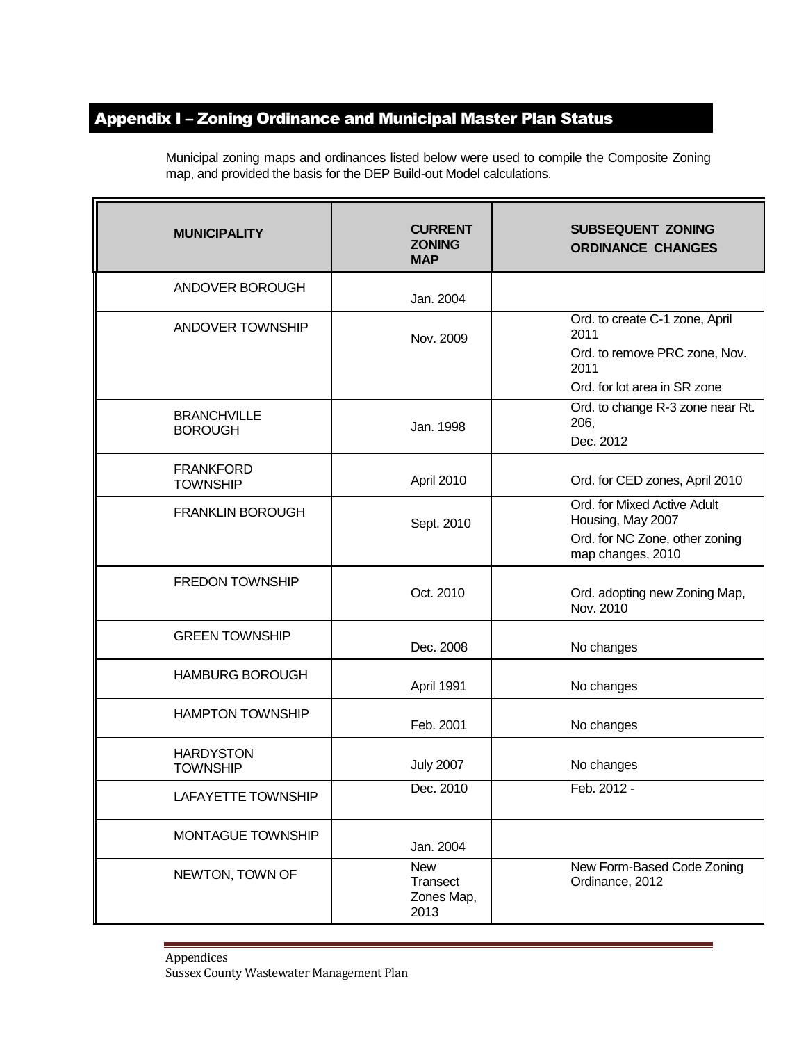## Appendix I – Zoning Ordinance and Municipal Master Plan Status

Municipal zoning maps and ordinances listed below were used to compile the Composite Zoning map, and provided the basis for the DEP Build-out Model calculations.

| MUNICIPALITY | CURRENT ZONING MAP | SUBSEQUENT ZONING ORDINANCE CHANGES |
|---|---|---|
| ANDOVER BOROUGH | Jan. 2004 | |
| ANDOVER TOWNSHIP | Nov. 2009 | Ord. to create C-1 zone, April 2011<br>Ord. to remove PRC zone, Nov. 2011<br>Ord. for lot area in SR zone |
| BRANCHVILLE BOROUGH | Jan. 1998 | Ord. to change R-3 zone near Rt. 206,<br>Dec. 2012 |
| FRANKFORD TOWNSHIP | April 2010 | Ord. for CED zones, April 2010 |
| FRANKLIN BOROUGH | Sept. 2010 | Ord. for Mixed Active Adult Housing, May 2007<br>Ord. for NC Zone, other zoning map changes, 2010 |
| FREDON TOWNSHIP | Oct. 2010 | Ord. adopting new Zoning Map, Nov. 2010 |
| GREEN TOWNSHIP | Dec. 2008 | No changes |
| HAMBURG BOROUGH | April 1991 | No changes |
| HAMPTON TOWNSHIP | Feb. 2001 | No changes |
| HARDYSTON TOWNSHIP | July 2007 | No changes |
| LAFAYETTE TOWNSHIP | Dec. 2010 | Feb. 2012 - |
| MONTAGUE TOWNSHIP | Jan. 2004 | |
| NEWTON, TOWN OF | New Transect Zones Map, 2013 | New Form-Based Code Zoning Ordinance, 2012 |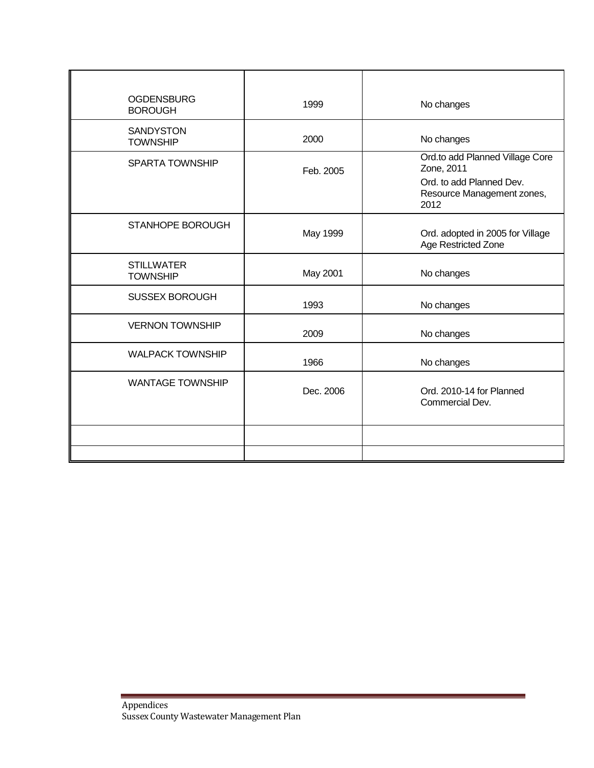| | | |
|---|---|---|
| OGDENSBURG BOROUGH | 1999 | No changes |
| SANDYSTON TOWNSHIP | 2000 | No changes |
| SPARTA TOWNSHIP | Feb. 2005 | Ord.to add Planned Village Core Zone, 2011<br>Ord. to add Planned Dev. Resource Management zones, 2012 |
| STANHOPE BOROUGH | May 1999 | Ord. adopted in 2005 for Village Age Restricted Zone |
| STILLWATER TOWNSHIP | May 2001 | No changes |
| SUSSEX BOROUGH | 1993 | No changes |
| VERNON TOWNSHIP | 2009 | No changes |
| WALPACK TOWNSHIP | 1966 | No changes |
| WANTAGE TOWNSHIP | Dec. 2006 | Ord. 2010-14 for Planned Commercial Dev. |
| | | |
| | | |